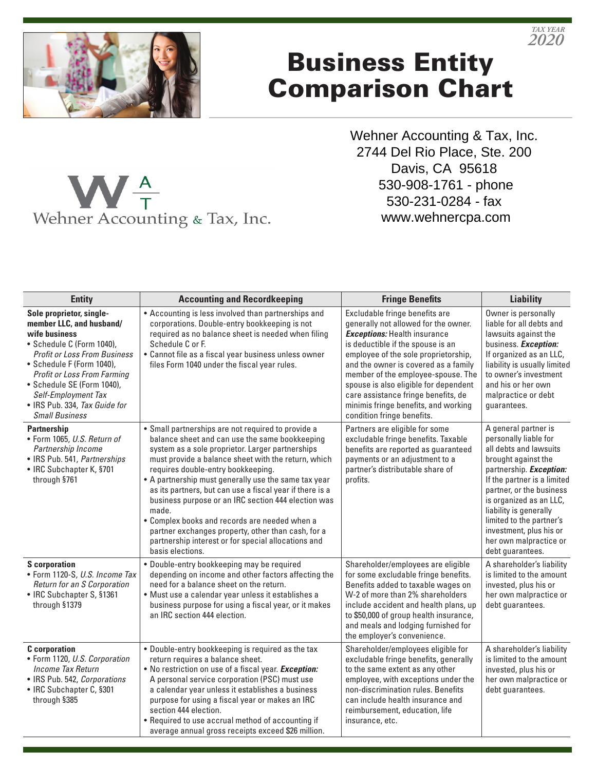TAX YEAR 2020

# Business Entity Comparison Chart

Wehner Accounting & Tax, Inc.
2744 Del Rio Place, Ste. 200
Davis, CA 95618
530-908-1761 - phone
530-231-0284 - fax
www.wehnercpa.com

Wehner Accounting & Tax, Inc.

| Entity | Accounting and Recordkeeping | Fringe Benefits | Liability |
|---|---|---|---|
| **Sole proprietor, single-member LLC, and husband/wife business**<br>• Schedule C (Form 1040), *Profit or Loss From Business*<br>• Schedule F (Form 1040), *Profit or Loss From Farming*<br>• Schedule SE (Form 1040), *Self-Employment Tax*<br>• IRS Pub. 334, *Tax Guide for Small Business* | • Accounting is less involved than partnerships and corporations. Double-entry bookkeeping is not required as no balance sheet is needed when filing Schedule C or F.<br>• Cannot file as a fiscal year business unless owner files Form 1040 under the fiscal year rules. | Excludable fringe benefits are generally not allowed for the owner. ***Exceptions:*** Health insurance is deductible if the spouse is an employee of the sole proprietorship, and the owner is covered as a family member of the employee-spouse. The spouse is also eligible for dependent care assistance fringe benefits, de minimis fringe benefits, and working condition fringe benefits. | Owner is personally liable for all debts and lawsuits against the business. ***Exception:*** If organized as an LLC, liability is usually limited to owner's investment and his or her own malpractice or debt guarantees. |
| **Partnership**<br>• Form 1065, *U.S. Return of Partnership Income*<br>• IRS Pub. 541, *Partnerships*<br>• IRC Subchapter K, §701 through §761 | • Small partnerships are not required to provide a balance sheet and can use the same bookkeeping system as a sole proprietor. Larger partnerships must provide a balance sheet with the return, which requires double-entry bookkeeping.<br>• A partnership must generally use the same tax year as its partners, but can use a fiscal year if there is a business purpose or an IRC section 444 election was made.<br>• Complex books and records are needed when a partner exchanges property, other than cash, for a partnership interest or for special allocations and basis elections. | Partners are eligible for some excludable fringe benefits. Taxable benefits are reported as guaranteed payments or an adjustment to a partner's distributable share of profits. | A general partner is personally liable for all debts and lawsuits brought against the partnership. ***Exception:*** If the partner is a limited partner, or the business is organized as an LLC, liability is generally limited to the partner's investment, plus his or her own malpractice or debt guarantees. |
| **S corporation**<br>• Form 1120-S, *U.S. Income Tax Return for an S Corporation*<br>• IRC Subchapter S, §1361 through §1379 | • Double-entry bookkeeping may be required depending on income and other factors affecting the need for a balance sheet on the return.<br>• Must use a calendar year unless it establishes a business purpose for using a fiscal year, or it makes an IRC section 444 election. | Shareholder/employees are eligible for some excludable fringe benefits. Benefits added to taxable wages on W-2 of more than 2% shareholders include accident and health plans, up to $50,000 of group health insurance, and meals and lodging furnished for the employer's convenience. | A shareholder's liability is limited to the amount invested, plus his or her own malpractice or debt guarantees. |
| **C corporation**<br>• Form 1120, *U.S. Corporation Income Tax Return*<br>• IRS Pub. 542, *Corporations*<br>• IRC Subchapter C, §301 through §385 | • Double-entry bookkeeping is required as the tax return requires a balance sheet.<br>• No restriction on use of a fiscal year. ***Exception:*** A personal service corporation (PSC) must use a calendar year unless it establishes a business purpose for using a fiscal year or makes an IRC section 444 election.<br>• Required to use accrual method of accounting if average annual gross receipts exceed $26 million. | Shareholder/employees eligible for excludable fringe benefits, generally to the same extent as any other employee, with exceptions under the non-discrimination rules. Benefits can include health insurance and reimbursement, education, life insurance, etc. | A shareholder's liability is limited to the amount invested, plus his or her own malpractice or debt guarantees. |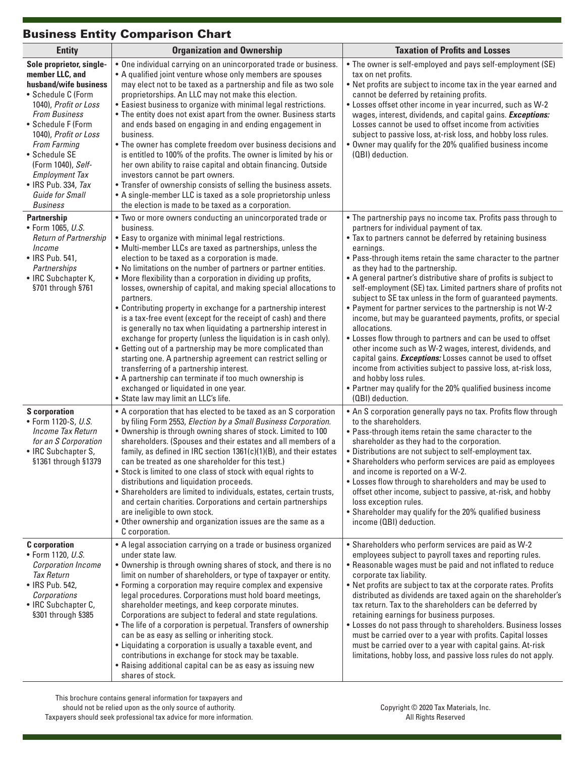## Business Entity Comparison Chart

| Entity | Organization and Ownership | Taxation of Profits and Losses |
|---|---|---|
| **Sole proprietor, single-member LLC, and husband/wife business**<br>• Schedule C (Form 1040), *Profit or Loss From Business*<br>• Schedule F (Form 1040), *Profit or Loss From Farming*<br>• Schedule SE (Form 1040), *Self-Employment Tax*<br>• IRS Pub. 334, *Tax Guide for Small Business* | • One individual carrying on an unincorporated trade or business.<br>• A qualified joint venture whose only members are spouses may elect not to be taxed as a partnership and file as two sole proprietorships. An LLC may not make this election.<br>• Easiest business to organize with minimal legal restrictions.<br>• The entity does not exist apart from the owner. Business starts and ends based on engaging in and ending engagement in business.<br>• The owner has complete freedom over business decisions and is entitled to 100% of the profits. The owner is limited by his or her own ability to raise capital and obtain financing. Outside investors cannot be part owners.<br>• Transfer of ownership consists of selling the business assets.<br>• A single-member LLC is taxed as a sole proprietorship unless the election is made to be taxed as a corporation. | • The owner is self-employed and pays self-employment (SE) tax on net profits.<br>• Net profits are subject to income tax in the year earned and cannot be deferred by retaining profits.<br>• Losses offset other income in year incurred, such as W-2 wages, interest, dividends, and capital gains. ***Exceptions:*** Losses cannot be used to offset income from activities subject to passive loss, at-risk loss, and hobby loss rules.<br>• Owner may qualify for the 20% qualified business income (QBI) deduction. |
| **Partnership**<br>• Form 1065, *U.S. Return of Partnership Income*<br>• IRS Pub. 541, *Partnerships*<br>• IRC Subchapter K, §701 through §761 | • Two or more owners conducting an unincorporated trade or business.<br>• Easy to organize with minimal legal restrictions.<br>• Multi-member LLCs are taxed as partnerships, unless the election to be taxed as a corporation is made.<br>• No limitations on the number of partners or partner entities.<br>• More flexibility than a corporation in dividing up profits, losses, ownership of capital, and making special allocations to partners.<br>• Contributing property in exchange for a partnership interest is a tax-free event (except for the receipt of cash) and there is generally no tax when liquidating a partnership interest in exchange for property (unless the liquidation is in cash only).<br>• Getting out of a partnership may be more complicated than starting one. A partnership agreement can restrict selling or transferring of a partnership interest.<br>• A partnership can terminate if too much ownership is exchanged or liquidated in one year.<br>• State law may limit an LLC's life. | • The partnership pays no income tax. Profits pass through to partners for individual payment of tax.<br>• Tax to partners cannot be deferred by retaining business earnings.<br>• Pass-through items retain the same character to the partner as they had to the partnership.<br>• A general partner's distributive share of profits is subject to self-employment (SE) tax. Limited partners share of profits not subject to SE tax unless in the form of guaranteed payments.<br>• Payment for partner services to the partnership is not W-2 income, but may be guaranteed payments, profits, or special allocations.<br>• Losses flow through to partners and can be used to offset other income such as W-2 wages, interest, dividends, and capital gains. ***Exceptions:*** Losses cannot be used to offset income from activities subject to passive loss, at-risk loss, and hobby loss rules.<br>• Partner may qualify for the 20% qualified business income (QBI) deduction. |
| **S corporation**<br>• Form 1120-S, *U.S. Income Tax Return for an S Corporation*<br>• IRC Subchapter S, §1361 through §1379 | • A corporation that has elected to be taxed as an S corporation by filing Form 2553, *Election by a Small Business Corporation.*<br>• Ownership is through owning shares of stock. Limited to 100 shareholders. (Spouses and their estates and all members of a family, as defined in IRC section 1361(c)(1)(B), and their estates can be treated as one shareholder for this test.)<br>• Stock is limited to one class of stock with equal rights to distributions and liquidation proceeds.<br>• Shareholders are limited to individuals, estates, certain trusts, and certain charities. Corporations and certain partnerships are ineligible to own stock.<br>• Other ownership and organization issues are the same as a C corporation. | • An S corporation generally pays no tax. Profits flow through to the shareholders.<br>• Pass-through items retain the same character to the shareholder as they had to the corporation.<br>• Distributions are not subject to self-employment tax.<br>• Shareholders who perform services are paid as employees and income is reported on a W-2.<br>• Losses flow through to shareholders and may be used to offset other income, subject to passive, at-risk, and hobby loss exception rules.<br>• Shareholder may qualify for the 20% qualified business income (QBI) deduction. |
| **C corporation**<br>• Form 1120, *U.S. Corporation Income Tax Return*<br>• IRS Pub. 542, *Corporations*<br>• IRC Subchapter C, §301 through §385 | • A legal association carrying on a trade or business organized under state law.<br>• Ownership is through owning shares of stock, and there is no limit on number of shareholders, or type of taxpayer or entity.<br>• Forming a corporation may require complex and expensive legal procedures. Corporations must hold board meetings, shareholder meetings, and keep corporate minutes. Corporations are subject to federal and state regulations.<br>• The life of a corporation is perpetual. Transfers of ownership can be as easy as selling or inheriting stock.<br>• Liquidating a corporation is usually a taxable event, and contributions in exchange for stock may be taxable.<br>• Raising additional capital can be as easy as issuing new shares of stock. | • Shareholders who perform services are paid as W-2 employees subject to payroll taxes and reporting rules.<br>• Reasonable wages must be paid and not inflated to reduce corporate tax liability.<br>• Net profits are subject to tax at the corporate rates. Profits distributed as dividends are taxed again on the shareholder's tax return. Tax to the shareholders can be deferred by retaining earnings for business purposes.<br>• Losses do not pass through to shareholders. Business losses must be carried over to a year with profits. Capital losses must be carried over to a year with capital gains. At-risk limitations, hobby loss, and passive loss rules do not apply. |

This brochure contains general information for taxpayers and should not be relied upon as the only source of authority. Taxpayers should seek professional tax advice for more information.

Copyright © 2020 Tax Materials, Inc.
All Rights Reserved